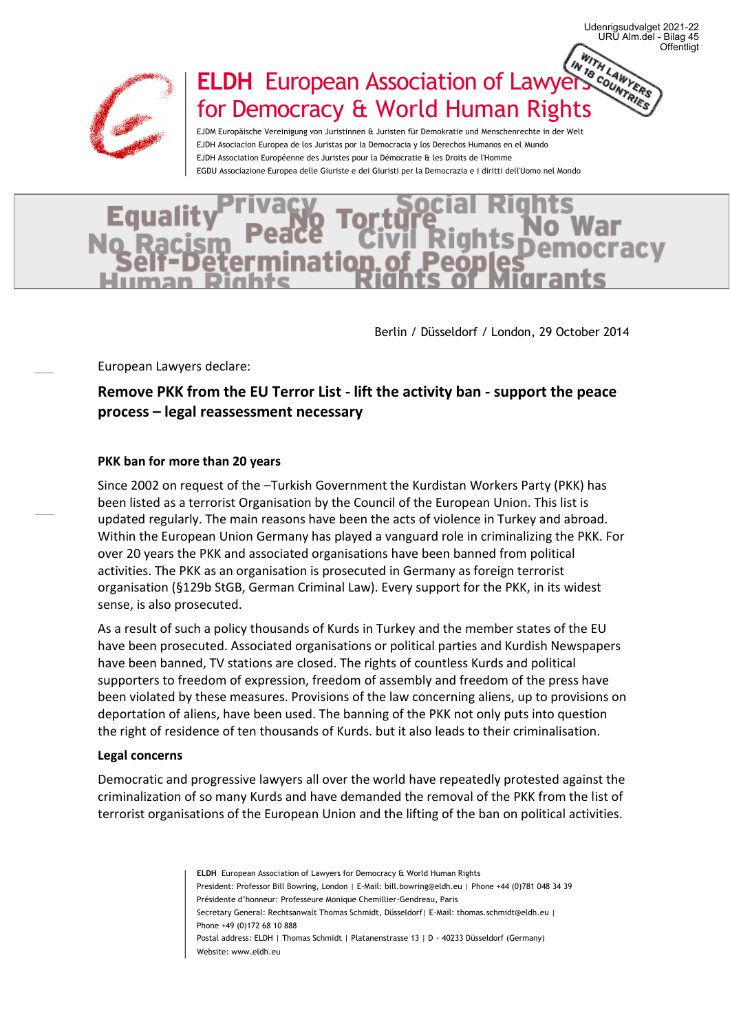Udenrigsudvalget 2021-22
URU Alm.del - Bilag 45
Offentligt

# ELDH European Association of Lawyers for Democracy & World Human Rights

EJDM Europäische Vereinigung von Juristinnen & Juristen für Demokratie und Menschenrechte in der Welt
EJDH Asociacion Europea de los Juristas por la Democracia y los Derechos Humanos en el Mundo
EJDH Association Européenne des Juristes pour la Démocratie & les Droits de l'Homme
EGDU Associazione Europea delle Giuriste e dei Giuristi per la Democrazia e i diritti dell'Uomo nel Mondo

WITH LAWYERS IN 18 COUNTRIES

Equality Privacy No Torture Social Rights Peace No War No Racism Civil Rights Democracy Self-Determination of Peoples Human Rights Rights of Migrants

Berlin / Düsseldorf / London, 29 October 2014

European Lawyers declare:

## Remove PKK from the EU Terror List - lift the activity ban - support the peace process – legal reassessment necessary

### PKK ban for more than 20 years

Since 2002 on request of the –Turkish Government the Kurdistan Workers Party (PKK) has been listed as a terrorist Organisation by the Council of the European Union. This list is updated regularly. The main reasons have been the acts of violence in Turkey and abroad. Within the European Union Germany has played a vanguard role in criminalizing the PKK. For over 20 years the PKK and associated organisations have been banned from political activities. The PKK as an organisation is prosecuted in Germany as foreign terrorist organisation (§129b StGB, German Criminal Law). Every support for the PKK, in its widest sense, is also prosecuted.

As a result of such a policy thousands of Kurds in Turkey and the member states of the EU have been prosecuted. Associated organisations or political parties and Kurdish Newspapers have been banned, TV stations are closed. The rights of countless Kurds and political supporters to freedom of expression, freedom of assembly and freedom of the press have been violated by these measures. Provisions of the law concerning aliens, up to provisions on deportation of aliens, have been used. The banning of the PKK not only puts into question the right of residence of ten thousands of Kurds. but it also leads to their criminalisation.

### Legal concerns

Democratic and progressive lawyers all over the world have repeatedly protested against the criminalization of so many Kurds and have demanded the removal of the PKK from the list of terrorist organisations of the European Union and the lifting of the ban on political activities.

**ELDH** European Association of Lawyers for Democracy & World Human Rights
President: Professor Bill Bowring, London | E-Mail: bill.bowring@eldh.eu | Phone +44 (0)781 048 34 39
Présidente d'honneur: Professeure Monique Chemillier-Gendreau, Paris
Secretary General: Rechtsanwalt Thomas Schmidt, Düsseldorf| E-Mail: thomas.schmidt@eldh.eu | Phone +49 (0)172 68 10 888
Postal address: ELDH | Thomas Schmidt | Platanenstrasse 13 | D – 40233 Düsseldorf (Germany)
Website: www.eldh.eu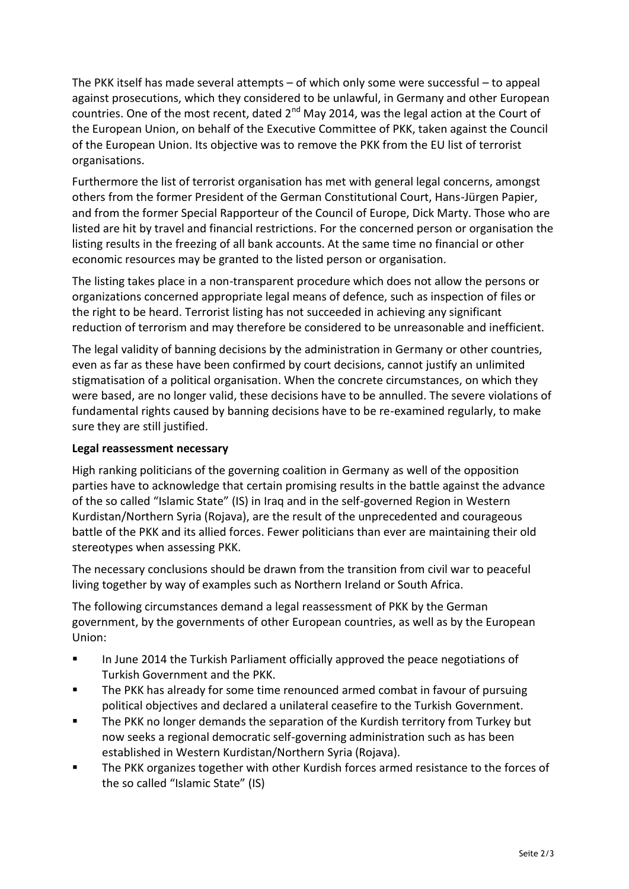The PKK itself has made several attempts – of which only some were successful – to appeal against prosecutions, which they considered to be unlawful, in Germany and other European countries. One of the most recent, dated 2nd May 2014, was the legal action at the Court of the European Union, on behalf of the Executive Committee of PKK, taken against the Council of the European Union. Its objective was to remove the PKK from the EU list of terrorist organisations.

Furthermore the list of terrorist organisation has met with general legal concerns, amongst others from the former President of the German Constitutional Court, Hans-Jürgen Papier, and from the former Special Rapporteur of the Council of Europe, Dick Marty. Those who are listed are hit by travel and financial restrictions. For the concerned person or organisation the listing results in the freezing of all bank accounts. At the same time no financial or other economic resources may be granted to the listed person or organisation.

The listing takes place in a non-transparent procedure which does not allow the persons or organizations concerned appropriate legal means of defence, such as inspection of files or the right to be heard. Terrorist listing has not succeeded in achieving any significant reduction of terrorism and may therefore be considered to be unreasonable and inefficient.

The legal validity of banning decisions by the administration in Germany or other countries, even as far as these have been confirmed by court decisions, cannot justify an unlimited stigmatisation of a political organisation. When the concrete circumstances, on which they were based, are no longer valid, these decisions have to be annulled. The severe violations of fundamental rights caused by banning decisions have to be re-examined regularly, to make sure they are still justified.

**Legal reassessment necessary**

High ranking politicians of the governing coalition in Germany as well of the opposition parties have to acknowledge that certain promising results in the battle against the advance of the so called "Islamic State" (IS) in Iraq and in the self-governed Region in Western Kurdistan/Northern Syria (Rojava), are the result of the unprecedented and courageous battle of the PKK and its allied forces. Fewer politicians than ever are maintaining their old stereotypes when assessing PKK.

The necessary conclusions should be drawn from the transition from civil war to peaceful living together by way of examples such as Northern Ireland or South Africa.

The following circumstances demand a legal reassessment of PKK by the German government, by the governments of other European countries, as well as by the European Union:

- In June 2014 the Turkish Parliament officially approved the peace negotiations of Turkish Government and the PKK.
- The PKK has already for some time renounced armed combat in favour of pursuing political objectives and declared a unilateral ceasefire to the Turkish Government.
- The PKK no longer demands the separation of the Kurdish territory from Turkey but now seeks a regional democratic self-governing administration such as has been established in Western Kurdistan/Northern Syria (Rojava).
- The PKK organizes together with other Kurdish forces armed resistance to the forces of the so called "Islamic State" (IS)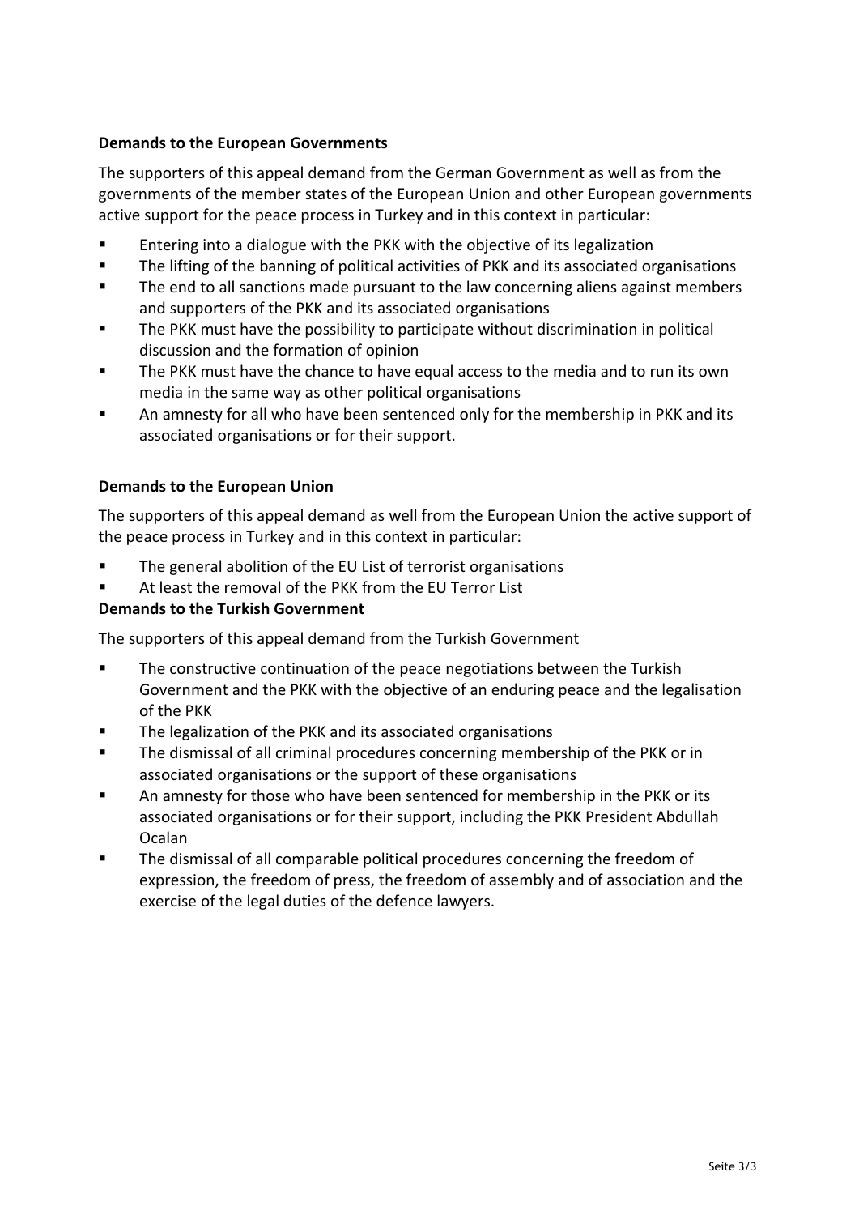**Demands to the European Governments**

The supporters of this appeal demand from the German Government as well as from the governments of the member states of the European Union and other European governments active support for the peace process in Turkey and in this context in particular:

- Entering into a dialogue with the PKK with the objective of its legalization
- The lifting of the banning of political activities of PKK and its associated organisations
- The end to all sanctions made pursuant to the law concerning aliens against members and supporters of the PKK and its associated organisations
- The PKK must have the possibility to participate without discrimination in political discussion and the formation of opinion
- The PKK must have the chance to have equal access to the media and to run its own media in the same way as other political organisations
- An amnesty for all who have been sentenced only for the membership in PKK and its associated organisations or for their support.

**Demands to the European Union**

The supporters of this appeal demand as well from the European Union the active support of the peace process in Turkey and in this context in particular:

- The general abolition of the EU List of terrorist organisations
- At least the removal of the PKK from the EU Terror List

**Demands to the Turkish Government**

The supporters of this appeal demand from the Turkish Government

- The constructive continuation of the peace negotiations between the Turkish Government and the PKK with the objective of an enduring peace and the legalisation of the PKK
- The legalization of the PKK and its associated organisations
- The dismissal of all criminal procedures concerning membership of the PKK or in associated organisations or the support of these organisations
- An amnesty for those who have been sentenced for membership in the PKK or its associated organisations or for their support, including the PKK President Abdullah Ocalan
- The dismissal of all comparable political procedures concerning the freedom of expression, the freedom of press, the freedom of assembly and of association and the exercise of the legal duties of the defence lawyers.